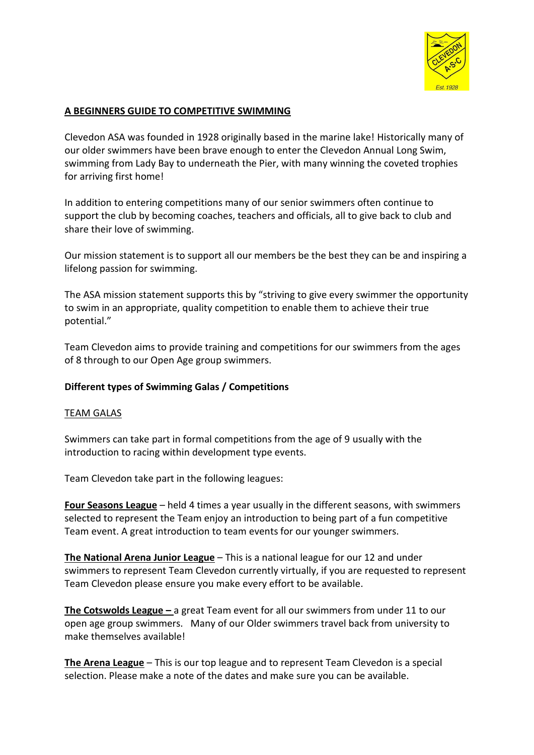# A BEGINNERS GUIDE TO COMPETITIVE SWIMMING

Clevedon ASA was founded in 1928 originally based in the marine lake! Historically many of our older swimmers have been brave enough to enter the Clevedon Annual Long Swim, swimming from Lady Bay to underneath the Pier, with many winning the coveted trophies for arriving first home!

In addition to entering competitions many of our senior swimmers often continue to support the club by becoming coaches, teachers and officials, all to give back to club and share their love of swimming.

Our mission statement is to support all our members be the best they can be and inspiring a lifelong passion for swimming.

The ASA mission statement supports this by "striving to give every swimmer the opportunity to swim in an appropriate, quality competition to enable them to achieve their true potential."

Team Clevedon aims to provide training and competitions for our swimmers from the ages of 8 through to our Open Age group swimmers.

## Different types of Swimming Galas / Competitions

### TEAM GALAS

Swimmers can take part in formal competitions from the age of 9 usually with the introduction to racing within development type events.

Team Clevedon take part in the following leagues:

**Four Seasons League** – held 4 times a year usually in the different seasons, with swimmers selected to represent the Team enjoy an introduction to being part of a fun competitive Team event. A great introduction to team events for our younger swimmers.

**The National Arena Junior League** – This is a national league for our 12 and under swimmers to represent Team Clevedon currently virtually, if you are requested to represent Team Clevedon please ensure you make every effort to be available.

**The Cotswolds League –** a great Team event for all our swimmers from under 11 to our open age group swimmers. Many of our Older swimmers travel back from university to make themselves available!

**The Arena League** – This is our top league and to represent Team Clevedon is a special selection. Please make a note of the dates and make sure you can be available.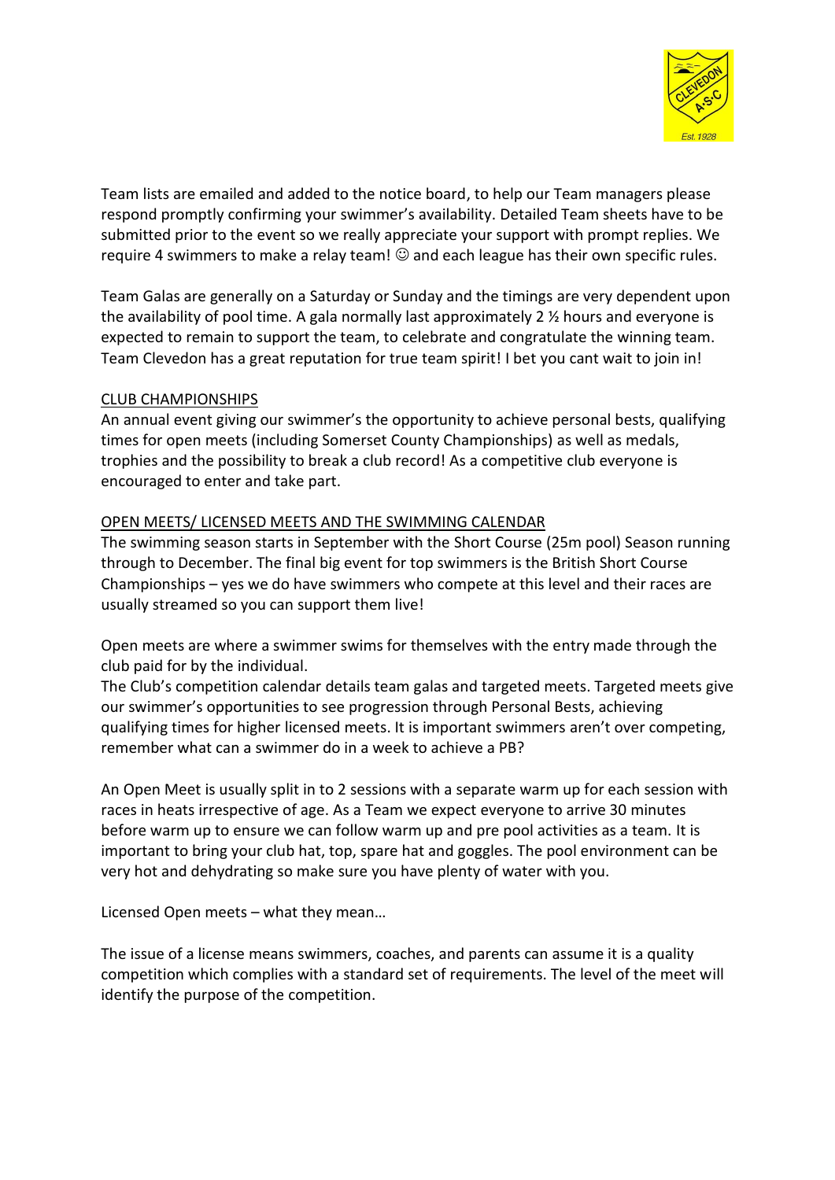Team lists are emailed and added to the notice board, to help our Team managers please respond promptly confirming your swimmer's availability. Detailed Team sheets have to be submitted prior to the event so we really appreciate your support with prompt replies. We require 4 swimmers to make a relay team! ☺ and each league has their own specific rules.

Team Galas are generally on a Saturday or Sunday and the timings are very dependent upon the availability of pool time. A gala normally last approximately 2 ½ hours and everyone is expected to remain to support the team, to celebrate and congratulate the winning team. Team Clevedon has a great reputation for true team spirit! I bet you cant wait to join in!

## CLUB CHAMPIONSHIPS

An annual event giving our swimmer's the opportunity to achieve personal bests, qualifying times for open meets (including Somerset County Championships) as well as medals, trophies and the possibility to break a club record! As a competitive club everyone is encouraged to enter and take part.

## OPEN MEETS/ LICENSED MEETS AND THE SWIMMING CALENDAR

The swimming season starts in September with the Short Course (25m pool) Season running through to December. The final big event for top swimmers is the British Short Course Championships – yes we do have swimmers who compete at this level and their races are usually streamed so you can support them live!

Open meets are where a swimmer swims for themselves with the entry made through the club paid for by the individual.
The Club's competition calendar details team galas and targeted meets. Targeted meets give our swimmer's opportunities to see progression through Personal Bests, achieving qualifying times for higher licensed meets. It is important swimmers aren't over competing, remember what can a swimmer do in a week to achieve a PB?

An Open Meet is usually split in to 2 sessions with a separate warm up for each session with races in heats irrespective of age. As a Team we expect everyone to arrive 30 minutes before warm up to ensure we can follow warm up and pre pool activities as a team. It is important to bring your club hat, top, spare hat and goggles. The pool environment can be very hot and dehydrating so make sure you have plenty of water with you.

Licensed Open meets – what they mean…

The issue of a license means swimmers, coaches, and parents can assume it is a quality competition which complies with a standard set of requirements. The level of the meet will identify the purpose of the competition.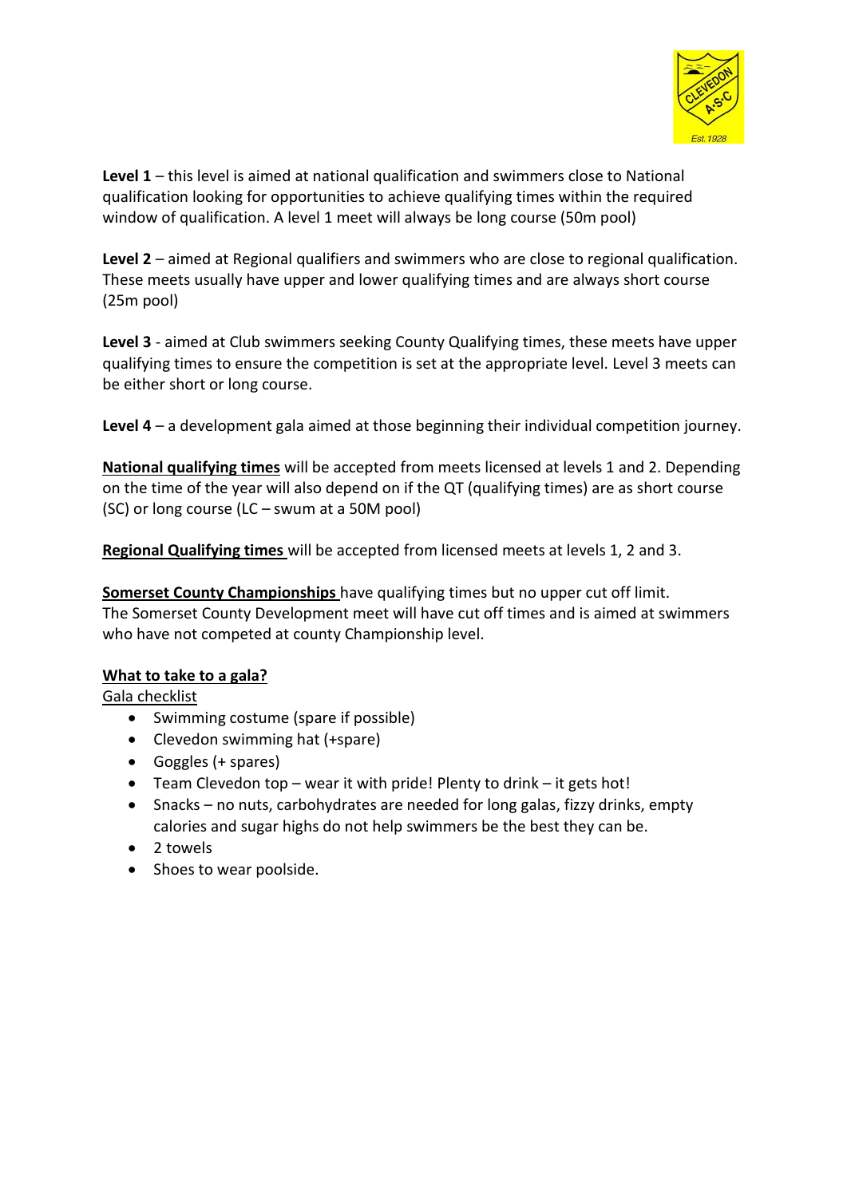**Level 1** – this level is aimed at national qualification and swimmers close to National qualification looking for opportunities to achieve qualifying times within the required window of qualification. A level 1 meet will always be long course (50m pool)

**Level 2** – aimed at Regional qualifiers and swimmers who are close to regional qualification. These meets usually have upper and lower qualifying times and are always short course (25m pool)

**Level 3** - aimed at Club swimmers seeking County Qualifying times, these meets have upper qualifying times to ensure the competition is set at the appropriate level. Level 3 meets can be either short or long course.

**Level 4** – a development gala aimed at those beginning their individual competition journey.

**National qualifying times** will be accepted from meets licensed at levels 1 and 2. Depending on the time of the year will also depend on if the QT (qualifying times) are as short course (SC) or long course (LC – swum at a 50M pool)

**Regional Qualifying times** will be accepted from licensed meets at levels 1, 2 and 3.

**Somerset County Championships** have qualifying times but no upper cut off limit.
The Somerset County Development meet will have cut off times and is aimed at swimmers who have not competed at county Championship level.

**What to take to a gala?**

Gala checklist

- Swimming costume (spare if possible)
- Clevedon swimming hat (+spare)
- Goggles (+ spares)
- Team Clevedon top – wear it with pride! Plenty to drink – it gets hot!
- Snacks – no nuts, carbohydrates are needed for long galas, fizzy drinks, empty calories and sugar highs do not help swimmers be the best they can be.
- 2 towels
- Shoes to wear poolside.